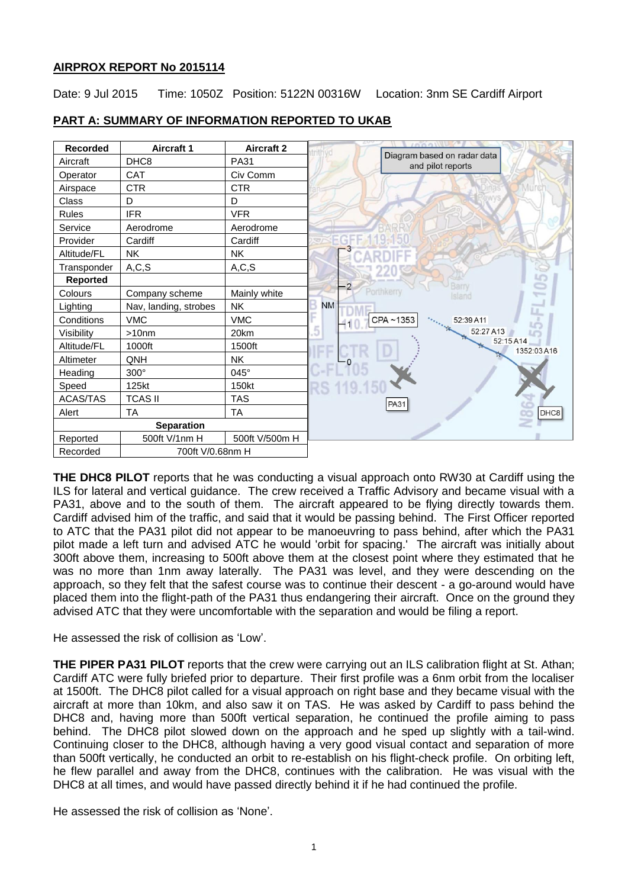**AIRPROX REPORT No 2015114**

Date: 9 Jul 2015 Time: 1050Z Position: 5122N 00316W Location: 3nm SE Cardiff Airport

**PART A: SUMMARY OF INFORMATION REPORTED TO UKAB**

| Recorded | Aircraft 1 | Aircraft 2 |
|---|---|---|
| Aircraft | DHC8 | PA31 |
| Operator | CAT | Civ Comm |
| Airspace | CTR | CTR |
| Class | D | D |
| Rules | IFR | VFR |
| Service | Aerodrome | Aerodrome |
| Provider | Cardiff | Cardiff |
| Altitude/FL | NK | NK |
| Transponder | A,C,S | A,C,S |
| **Reported** | | |
| Colours | Company scheme | Mainly white |
| Lighting | Nav, landing, strobes | NK |
| Conditions | VMC | VMC |
| Visibility | >10nm | 20km |
| Altitude/FL | 1000ft | 1500ft |
| Altimeter | QNH | NK |
| Heading | 300° | 045° |
| Speed | 125kt | 150kt |
| ACAS/TAS | TCAS II | TAS |
| Alert | TA | TA |
| **Separation** | | |
| Reported | 500ft V/1nm H | 500ft V/500m H |
| Recorded | 700ft V/0.68nm H | |

**THE DHC8 PILOT** reports that he was conducting a visual approach onto RW30 at Cardiff using the ILS for lateral and vertical guidance. The crew received a Traffic Advisory and became visual with a PA31, above and to the south of them. The aircraft appeared to be flying directly towards them. Cardiff advised him of the traffic, and said that it would be passing behind. The First Officer reported to ATC that the PA31 pilot did not appear to be manoeuvring to pass behind, after which the PA31 pilot made a left turn and advised ATC he would 'orbit for spacing.' The aircraft was initially about 300ft above them, increasing to 500ft above them at the closest point where they estimated that he was no more than 1nm away laterally. The PA31 was level, and they were descending on the approach, so they felt that the safest course was to continue their descent - a go-around would have placed them into the flight-path of the PA31 thus endangering their aircraft. Once on the ground they advised ATC that they were uncomfortable with the separation and would be filing a report.

He assessed the risk of collision as 'Low'.

**THE PIPER PA31 PILOT** reports that the crew were carrying out an ILS calibration flight at St. Athan; Cardiff ATC were fully briefed prior to departure. Their first profile was a 6nm orbit from the localiser at 1500ft. The DHC8 pilot called for a visual approach on right base and they became visual with the aircraft at more than 10km, and also saw it on TAS. He was asked by Cardiff to pass behind the DHC8 and, having more than 500ft vertical separation, he continued the profile aiming to pass behind. The DHC8 pilot slowed down on the approach and he sped up slightly with a tail-wind. Continuing closer to the DHC8, although having a very good visual contact and separation of more than 500ft vertically, he conducted an orbit to re-establish on his flight-check profile. On orbiting left, he flew parallel and away from the DHC8, continues with the calibration. He was visual with the DHC8 at all times, and would have passed directly behind it if he had continued the profile.

He assessed the risk of collision as 'None'.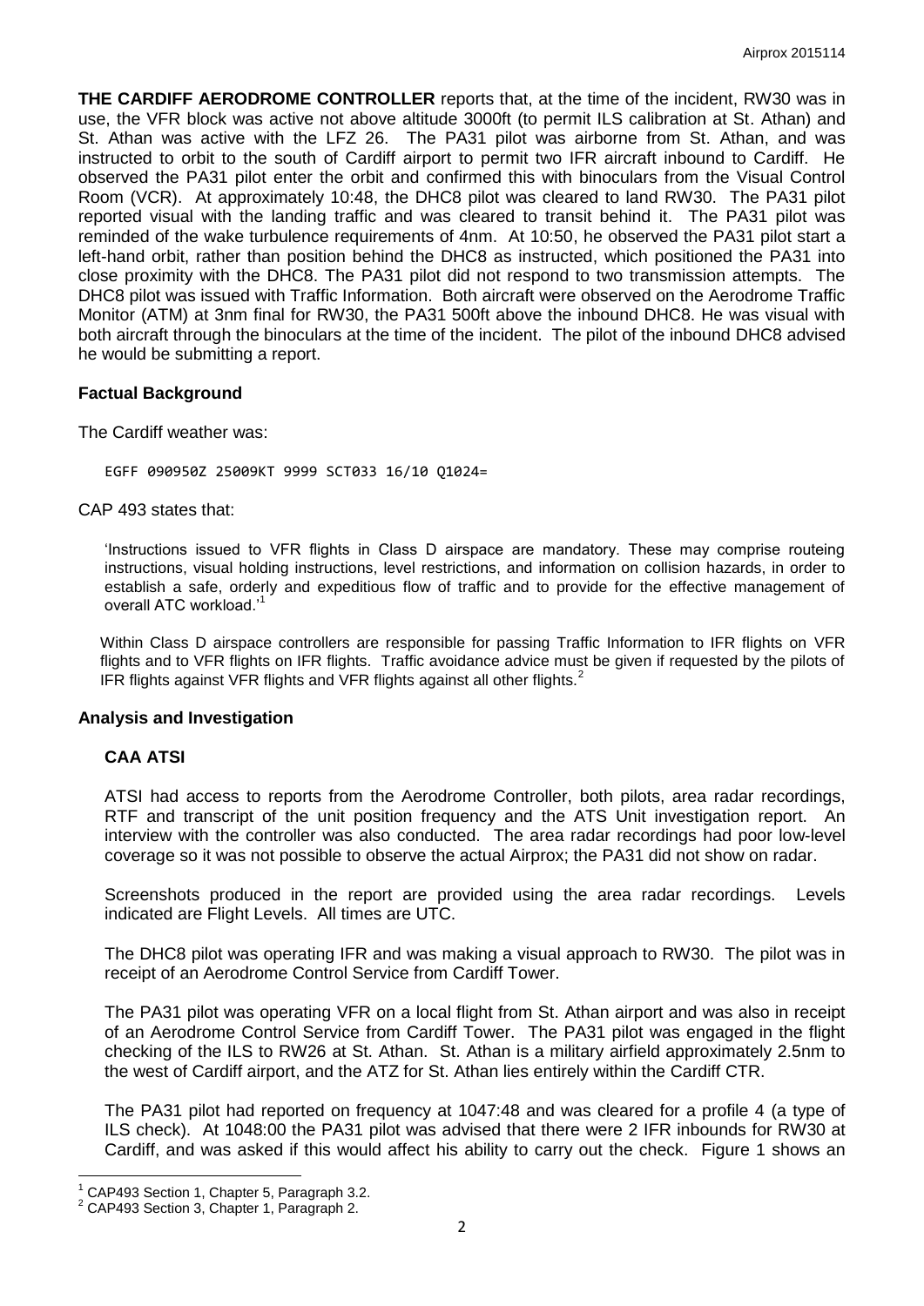**THE CARDIFF AERODROME CONTROLLER** reports that, at the time of the incident, RW30 was in use, the VFR block was active not above altitude 3000ft (to permit ILS calibration at St. Athan) and St. Athan was active with the LFZ 26. The PA31 pilot was airborne from St. Athan, and was instructed to orbit to the south of Cardiff airport to permit two IFR aircraft inbound to Cardiff. He observed the PA31 pilot enter the orbit and confirmed this with binoculars from the Visual Control Room (VCR). At approximately 10:48, the DHC8 pilot was cleared to land RW30. The PA31 pilot reported visual with the landing traffic and was cleared to transit behind it. The PA31 pilot was reminded of the wake turbulence requirements of 4nm. At 10:50, he observed the PA31 pilot start a left-hand orbit, rather than position behind the DHC8 as instructed, which positioned the PA31 into close proximity with the DHC8. The PA31 pilot did not respond to two transmission attempts. The DHC8 pilot was issued with Traffic Information. Both aircraft were observed on the Aerodrome Traffic Monitor (ATM) at 3nm final for RW30, the PA31 500ft above the inbound DHC8. He was visual with both aircraft through the binoculars at the time of the incident. The pilot of the inbound DHC8 advised he would be submitting a report.

## Factual Background

The Cardiff weather was:

```
EGFF 090950Z 25009KT 9999 SCT033 16/10 Q1024=
```

CAP 493 states that:

> 'Instructions issued to VFR flights in Class D airspace are mandatory. These may comprise routeing instructions, visual holding instructions, level restrictions, and information on collision hazards, in order to establish a safe, orderly and expeditious flow of traffic and to provide for the effective management of overall ATC workload.'[1]

> Within Class D airspace controllers are responsible for passing Traffic Information to IFR flights on VFR flights and to VFR flights on IFR flights. Traffic avoidance advice must be given if requested by the pilots of IFR flights against VFR flights and VFR flights against all other flights.[2]

## Analysis and Investigation

### CAA ATSI

ATSI had access to reports from the Aerodrome Controller, both pilots, area radar recordings, RTF and transcript of the unit position frequency and the ATS Unit investigation report. An interview with the controller was also conducted. The area radar recordings had poor low-level coverage so it was not possible to observe the actual Airprox; the PA31 did not show on radar.

Screenshots produced in the report are provided using the area radar recordings. Levels indicated are Flight Levels. All times are UTC.

The DHC8 pilot was operating IFR and was making a visual approach to RW30. The pilot was in receipt of an Aerodrome Control Service from Cardiff Tower.

The PA31 pilot was operating VFR on a local flight from St. Athan airport and was also in receipt of an Aerodrome Control Service from Cardiff Tower. The PA31 pilot was engaged in the flight checking of the ILS to RW26 at St. Athan. St. Athan is a military airfield approximately 2.5nm to the west of Cardiff airport, and the ATZ for St. Athan lies entirely within the Cardiff CTR.

The PA31 pilot had reported on frequency at 1047:48 and was cleared for a profile 4 (a type of ILS check). At 1048:00 the PA31 pilot was advised that there were 2 IFR inbounds for RW30 at Cardiff, and was asked if this would affect his ability to carry out the check. Figure 1 shows an

---

[1] CAP493 Section 1, Chapter 5, Paragraph 3.2.

[2] CAP493 Section 3, Chapter 1, Paragraph 2.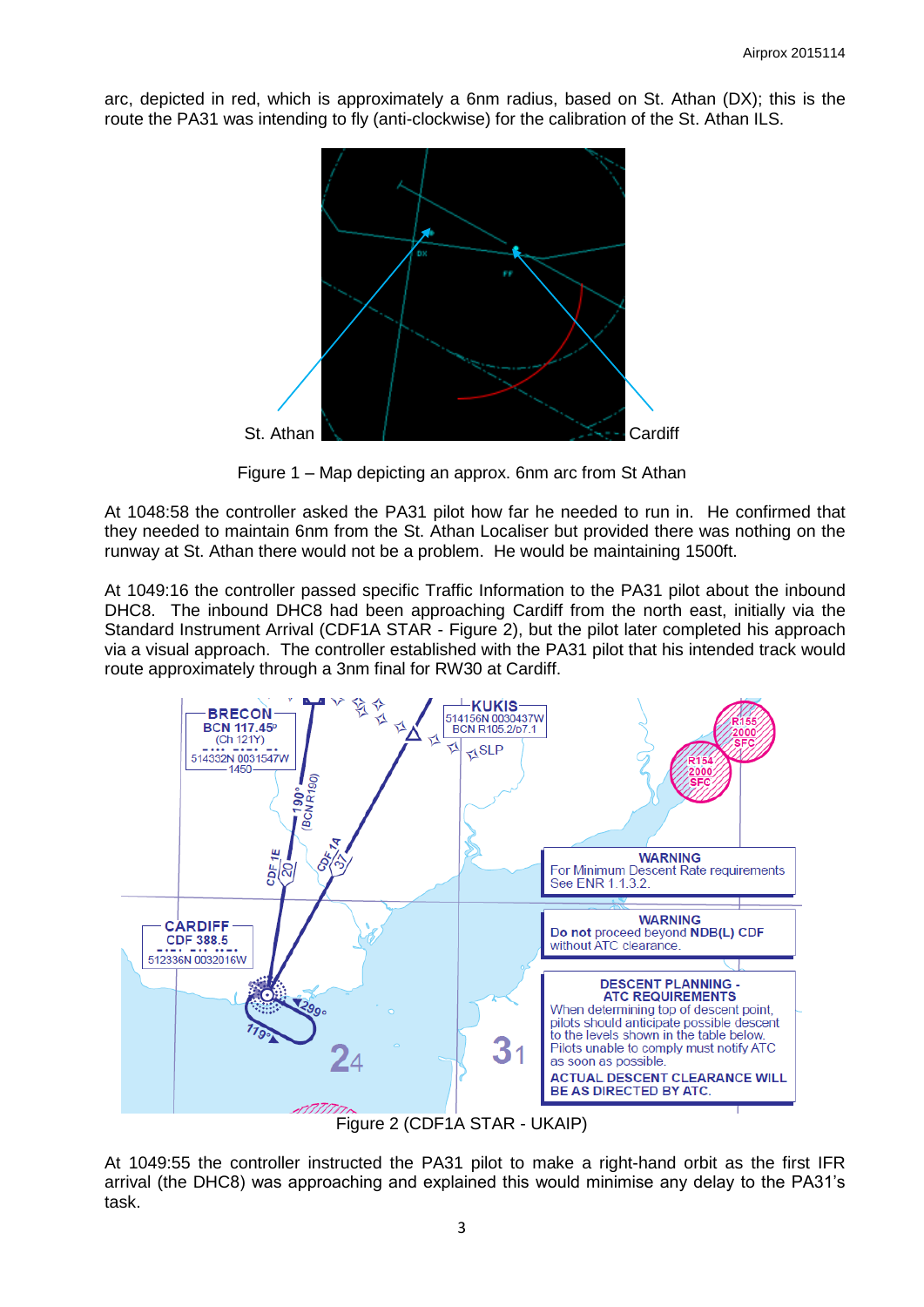arc, depicted in red, which is approximately a 6nm radius, based on St. Athan (DX); this is the route the PA31 was intending to fly (anti-clockwise) for the calibration of the St. Athan ILS.

Figure 1 – Map depicting an approx. 6nm arc from St Athan

At 1048:58 the controller asked the PA31 pilot how far he needed to run in. He confirmed that they needed to maintain 6nm from the St. Athan Localiser but provided there was nothing on the runway at St. Athan there would not be a problem. He would be maintaining 1500ft.

At 1049:16 the controller passed specific Traffic Information to the PA31 pilot about the inbound DHC8. The inbound DHC8 had been approaching Cardiff from the north east, initially via the Standard Instrument Arrival (CDF1A STAR - Figure 2), but the pilot later completed his approach via a visual approach. The controller established with the PA31 pilot that his intended track would route approximately through a 3nm final for RW30 at Cardiff.

Figure 2 (CDF1A STAR - UKAIP)

At 1049:55 the controller instructed the PA31 pilot to make a right-hand orbit as the first IFR arrival (the DHC8) was approaching and explained this would minimise any delay to the PA31's task.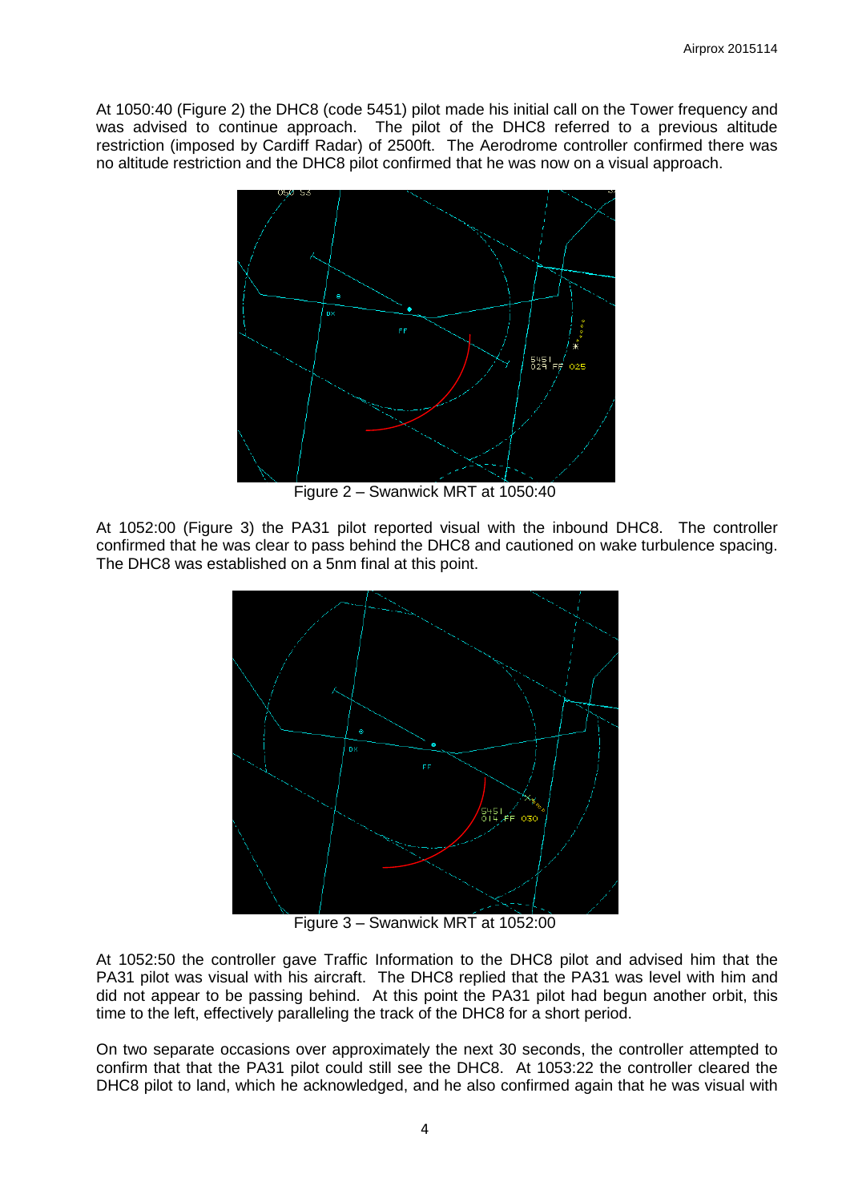At 1050:40 (Figure 2) the DHC8 (code 5451) pilot made his initial call on the Tower frequency and was advised to continue approach. The pilot of the DHC8 referred to a previous altitude restriction (imposed by Cardiff Radar) of 2500ft. The Aerodrome controller confirmed there was no altitude restriction and the DHC8 pilot confirmed that he was now on a visual approach.

Figure 2 – Swanwick MRT at 1050:40

At 1052:00 (Figure 3) the PA31 pilot reported visual with the inbound DHC8. The controller confirmed that he was clear to pass behind the DHC8 and cautioned on wake turbulence spacing. The DHC8 was established on a 5nm final at this point.

Figure 3 – Swanwick MRT at 1052:00

At 1052:50 the controller gave Traffic Information to the DHC8 pilot and advised him that the PA31 pilot was visual with his aircraft. The DHC8 replied that the PA31 was level with him and did not appear to be passing behind. At this point the PA31 pilot had begun another orbit, this time to the left, effectively paralleling the track of the DHC8 for a short period.

On two separate occasions over approximately the next 30 seconds, the controller attempted to confirm that that the PA31 pilot could still see the DHC8. At 1053:22 the controller cleared the DHC8 pilot to land, which he acknowledged, and he also confirmed again that he was visual with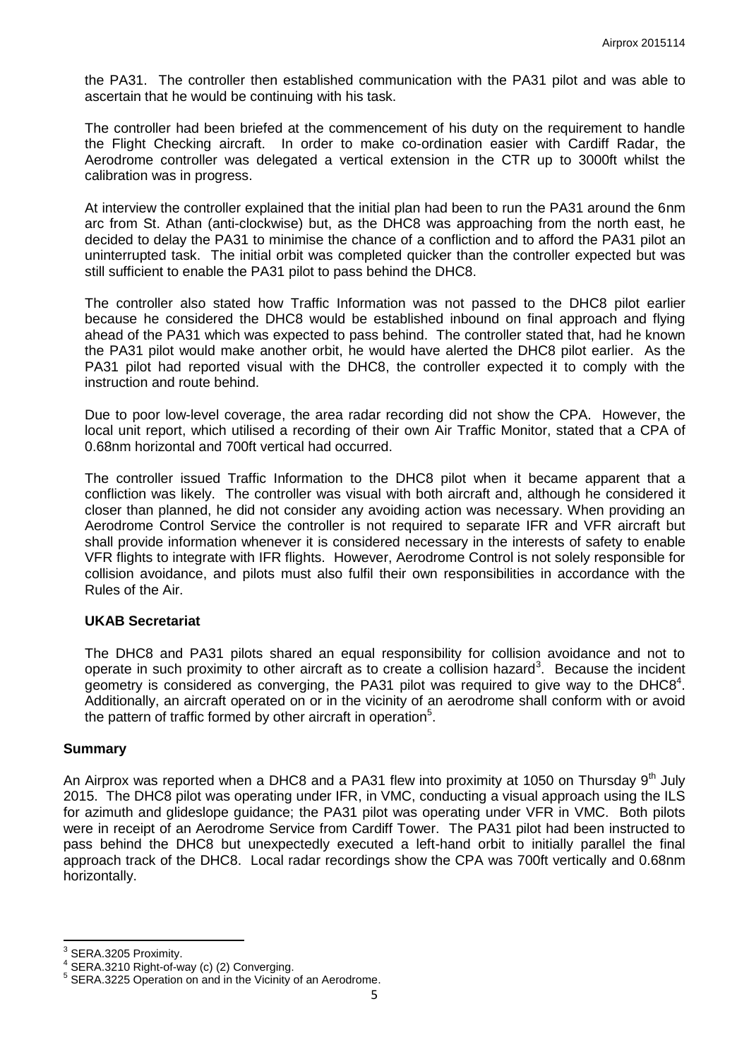the PA31. The controller then established communication with the PA31 pilot and was able to ascertain that he would be continuing with his task.

The controller had been briefed at the commencement of his duty on the requirement to handle the Flight Checking aircraft. In order to make co-ordination easier with Cardiff Radar, the Aerodrome controller was delegated a vertical extension in the CTR up to 3000ft whilst the calibration was in progress.

At interview the controller explained that the initial plan had been to run the PA31 around the 6nm arc from St. Athan (anti-clockwise) but, as the DHC8 was approaching from the north east, he decided to delay the PA31 to minimise the chance of a confliction and to afford the PA31 pilot an uninterrupted task. The initial orbit was completed quicker than the controller expected but was still sufficient to enable the PA31 pilot to pass behind the DHC8.

The controller also stated how Traffic Information was not passed to the DHC8 pilot earlier because he considered the DHC8 would be established inbound on final approach and flying ahead of the PA31 which was expected to pass behind. The controller stated that, had he known the PA31 pilot would make another orbit, he would have alerted the DHC8 pilot earlier. As the PA31 pilot had reported visual with the DHC8, the controller expected it to comply with the instruction and route behind.

Due to poor low-level coverage, the area radar recording did not show the CPA. However, the local unit report, which utilised a recording of their own Air Traffic Monitor, stated that a CPA of 0.68nm horizontal and 700ft vertical had occurred.

The controller issued Traffic Information to the DHC8 pilot when it became apparent that a confliction was likely. The controller was visual with both aircraft and, although he considered it closer than planned, he did not consider any avoiding action was necessary. When providing an Aerodrome Control Service the controller is not required to separate IFR and VFR aircraft but shall provide information whenever it is considered necessary in the interests of safety to enable VFR flights to integrate with IFR flights. However, Aerodrome Control is not solely responsible for collision avoidance, and pilots must also fulfil their own responsibilities in accordance with the Rules of the Air.

### UKAB Secretariat

The DHC8 and PA31 pilots shared an equal responsibility for collision avoidance and not to operate in such proximity to other aircraft as to create a collision hazard[3]. Because the incident geometry is considered as converging, the PA31 pilot was required to give way to the DHC8[4]. Additionally, an aircraft operated on or in the vicinity of an aerodrome shall conform with or avoid the pattern of traffic formed by other aircraft in operation[5].

## Summary

An Airprox was reported when a DHC8 and a PA31 flew into proximity at 1050 on Thursday 9th July 2015. The DHC8 pilot was operating under IFR, in VMC, conducting a visual approach using the ILS for azimuth and glideslope guidance; the PA31 pilot was operating under VFR in VMC. Both pilots were in receipt of an Aerodrome Service from Cardiff Tower. The PA31 pilot had been instructed to pass behind the DHC8 but unexpectedly executed a left-hand orbit to initially parallel the final approach track of the DHC8. Local radar recordings show the CPA was 700ft vertically and 0.68nm horizontally.

---

[3] SERA.3205 Proximity.

[4] SERA.3210 Right-of-way (c) (2) Converging.

[5] SERA.3225 Operation on and in the Vicinity of an Aerodrome.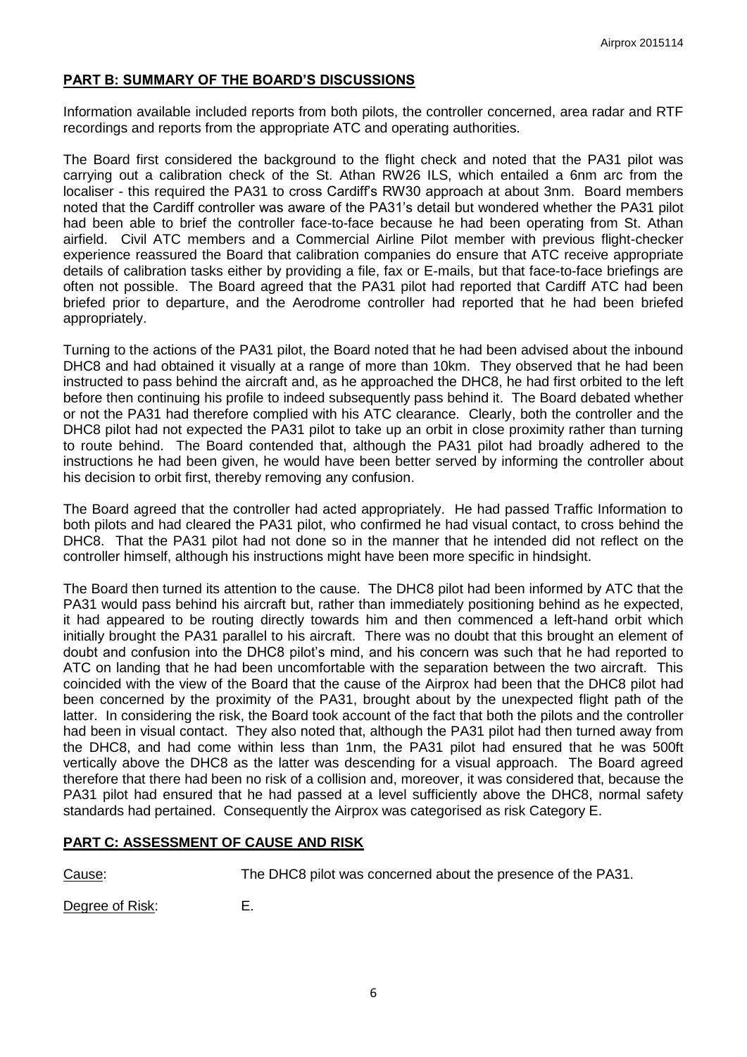## PART B: SUMMARY OF THE BOARD'S DISCUSSIONS

Information available included reports from both pilots, the controller concerned, area radar and RTF recordings and reports from the appropriate ATC and operating authorities.

The Board first considered the background to the flight check and noted that the PA31 pilot was carrying out a calibration check of the St. Athan RW26 ILS, which entailed a 6nm arc from the localiser - this required the PA31 to cross Cardiff's RW30 approach at about 3nm. Board members noted that the Cardiff controller was aware of the PA31's detail but wondered whether the PA31 pilot had been able to brief the controller face-to-face because he had been operating from St. Athan airfield. Civil ATC members and a Commercial Airline Pilot member with previous flight-checker experience reassured the Board that calibration companies do ensure that ATC receive appropriate details of calibration tasks either by providing a file, fax or E-mails, but that face-to-face briefings are often not possible. The Board agreed that the PA31 pilot had reported that Cardiff ATC had been briefed prior to departure, and the Aerodrome controller had reported that he had been briefed appropriately.

Turning to the actions of the PA31 pilot, the Board noted that he had been advised about the inbound DHC8 and had obtained it visually at a range of more than 10km. They observed that he had been instructed to pass behind the aircraft and, as he approached the DHC8, he had first orbited to the left before then continuing his profile to indeed subsequently pass behind it. The Board debated whether or not the PA31 had therefore complied with his ATC clearance. Clearly, both the controller and the DHC8 pilot had not expected the PA31 pilot to take up an orbit in close proximity rather than turning to route behind. The Board contended that, although the PA31 pilot had broadly adhered to the instructions he had been given, he would have been better served by informing the controller about his decision to orbit first, thereby removing any confusion.

The Board agreed that the controller had acted appropriately. He had passed Traffic Information to both pilots and had cleared the PA31 pilot, who confirmed he had visual contact, to cross behind the DHC8. That the PA31 pilot had not done so in the manner that he intended did not reflect on the controller himself, although his instructions might have been more specific in hindsight.

The Board then turned its attention to the cause. The DHC8 pilot had been informed by ATC that the PA31 would pass behind his aircraft but, rather than immediately positioning behind as he expected, it had appeared to be routing directly towards him and then commenced a left-hand orbit which initially brought the PA31 parallel to his aircraft. There was no doubt that this brought an element of doubt and confusion into the DHC8 pilot's mind, and his concern was such that he had reported to ATC on landing that he had been uncomfortable with the separation between the two aircraft. This coincided with the view of the Board that the cause of the Airprox had been that the DHC8 pilot had been concerned by the proximity of the PA31, brought about by the unexpected flight path of the latter. In considering the risk, the Board took account of the fact that both the pilots and the controller had been in visual contact. They also noted that, although the PA31 pilot had then turned away from the DHC8, and had come within less than 1nm, the PA31 pilot had ensured that he was 500ft vertically above the DHC8 as the latter was descending for a visual approach. The Board agreed therefore that there had been no risk of a collision and, moreover, it was considered that, because the PA31 pilot had ensured that he had passed at a level sufficiently above the DHC8, normal safety standards had pertained. Consequently the Airprox was categorised as risk Category E.

## PART C: ASSESSMENT OF CAUSE AND RISK

Cause: The DHC8 pilot was concerned about the presence of the PA31.

Degree of Risk: E.